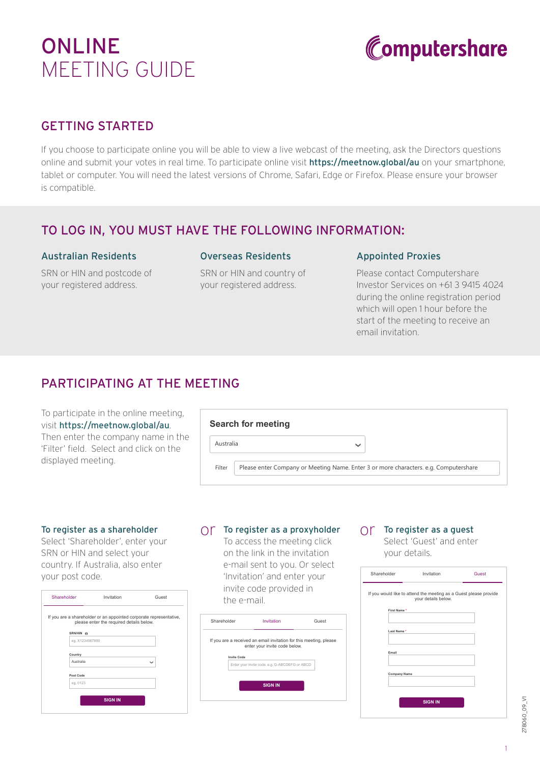# ONLINE MEETING GUIDE

Computershare

## GETTING STARTED

If you choose to participate online you will be able to view a live webcast of the meeting, ask the Directors questions online and submit your votes in real time. To participate online visit **https://meetnow.global/au** on your smartphone, tablet or computer. You will need the latest versions of Chrome, Safari, Edge or Firefox. Please ensure your browser is compatible.

## TO LOG IN, YOU MUST HAVE THE FOLLOWING INFORMATION:

### Australian Residents

SRN or HIN and postcode of your registered address.

### Overseas Residents

SRN or HIN and country of your registered address.

### Appointed Proxies

Please contact Computershare Investor Services on +61 3 9415 4024 during the online registration period which will open 1 hour before the start of the meeting to receive an email invitation.

## PARTICIPATING AT THE MEETING

To participate in the online meeting, visit **https://meetnow.global/au**. Then enter the company name in the 'Filter' field. Select and click on the displayed meeting.

**Search for meeting**

Australia

Filter: Please enter Company or Meeting Name. Enter 3 or more characters. e.g. Computershare

### To register as a shareholder

Select 'Shareholder', enter your SRN or HIN and select your country. If Australia, also enter your post code.

Shareholder | Invitation | Guest

If you are a shareholder or an appointed corporate representative, please enter the required details below.

SRN/HIN: eg. X1234567890

Country: Australia

Post Code: eg. 0123

SIGN IN

or

### To register as a proxyholder

To access the meeting click on the link in the invitation e-mail sent to you. Or select 'Invitation' and enter your invite code provided in the e-mail.

Shareholder | Invitation | Guest

If you are a received an email invitation for this meeting, please enter your invite code below.

Invite Code: Enter your invite code. e.g. G-ABCDEFG or ABCD

SIGN IN

or

### To register as a guest

Select 'Guest' and enter your details.

Shareholder | Invitation | Guest

If you would like to attend the meeting as a Guest please provide your details below.

First Name *

Last Name *

Email

Company Name

SIGN IN

278060_09_V1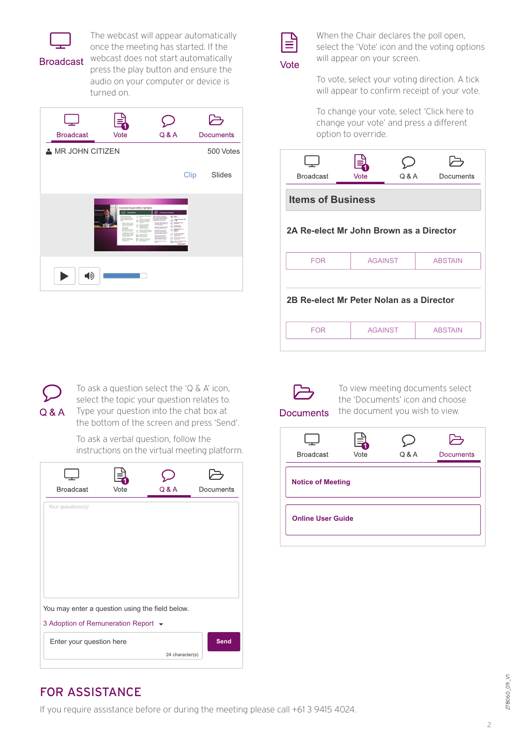## Broadcast

The webcast will appear automatically once the meeting has started. If the webcast does not start automatically press the play button and ensure the audio on your computer or device is turned on.

Broadcast | Vote | Q & A | Documents

MR JOHN CITIZEN 500 Votes

Clip Slides

## Vote

When the Chair declares the poll open, select the 'Vote' icon and the voting options will appear on your screen.

To vote, select your voting direction. A tick will appear to confirm receipt of your vote.

To change your vote, select 'Click here to change your vote' and press a different option to override.

Broadcast | Vote | Q & A | Documents

**Items of Business**

**2A Re-elect Mr John Brown as a Director**

FOR | AGAINST | ABSTAIN

**2B Re-elect Mr Peter Nolan as a Director**

FOR | AGAINST | ABSTAIN

## Q & A

To ask a question select the 'Q & A' icon, select the topic your question relates to. Type your question into the chat box at the bottom of the screen and press 'Send'.

To ask a verbal question, follow the instructions on the virtual meeting platform.

Broadcast | Vote | Q & A | Documents

Your questions(s)

You may enter a question using the field below.

3 Adoption of Remuneration Report

Enter your question here

24 character(s)

Send

## Documents

To view meeting documents select the 'Documents' icon and choose the document you wish to view.

Broadcast | Vote | Q & A | Documents

**Notice of Meeting**

**Online User Guide**

## FOR ASSISTANCE

If you require assistance before or during the meeting please call +61 3 9415 4024.

278060_09_V1